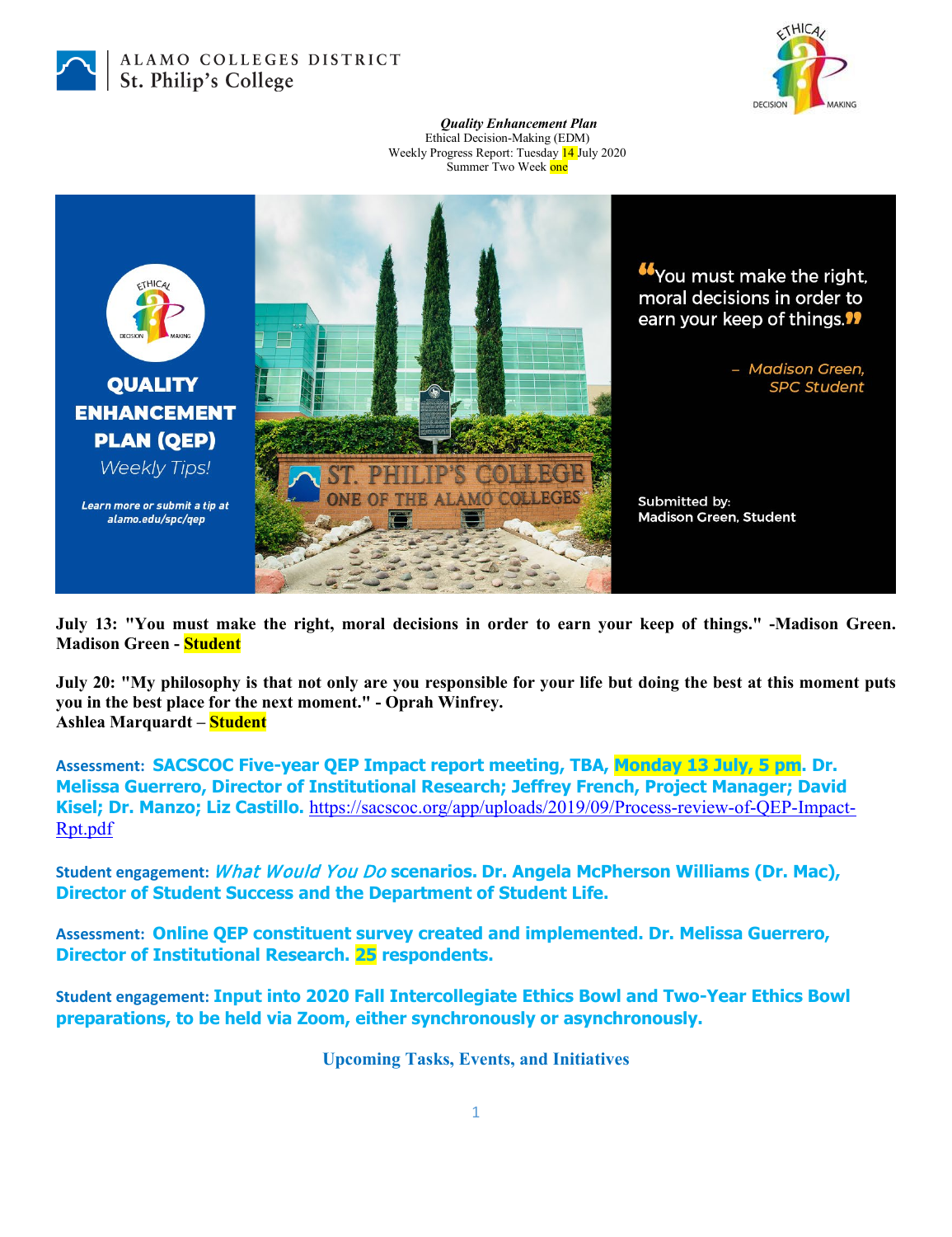ALAMO COLLEGES DISTRICT
St. Philip's College

***Quality Enhancement Plan***
Ethical Decision-Making (EDM)
Weekly Progress Report: Tuesday 14 July 2020
Summer Two Week one

**QUALITY ENHANCEMENT PLAN (QEP)**
*Weekly Tips!*

***Learn more or submit a tip at alamo.edu/spc/qep***

"You must make the right, moral decisions in order to earn your keep of things."

*– Madison Green, SPC Student*

Submitted by:
Madison Green, Student

**July 13: "You must make the right, moral decisions in order to earn your keep of things." -Madison Green. Madison Green - Student**

**July 20: "My philosophy is that not only are you responsible for your life but doing the best at this moment puts you in the best place for the next moment." - Oprah Winfrey.**
**Ashlea Marquardt – Student**

**Assessment: SACSCOC Five-year QEP Impact report meeting, TBA, Monday 13 July, 5 pm. Dr. Melissa Guerrero, Director of Institutional Research; Jeffrey French, Project Manager; David Kisel; Dr. Manzo; Liz Castillo.** https://sacscoc.org/app/uploads/2019/09/Process-review-of-QEP-Impact-Rpt.pdf

**Student engagement: *What Would You Do* scenarios. Dr. Angela McPherson Williams (Dr. Mac), Director of Student Success and the Department of Student Life.**

**Assessment: Online QEP constituent survey created and implemented. Dr. Melissa Guerrero, Director of Institutional Research. 25 respondents.**

**Student engagement: Input into 2020 Fall Intercollegiate Ethics Bowl and Two-Year Ethics Bowl preparations, to be held via Zoom, either synchronously or asynchronously.**

## Upcoming Tasks, Events, and Initiatives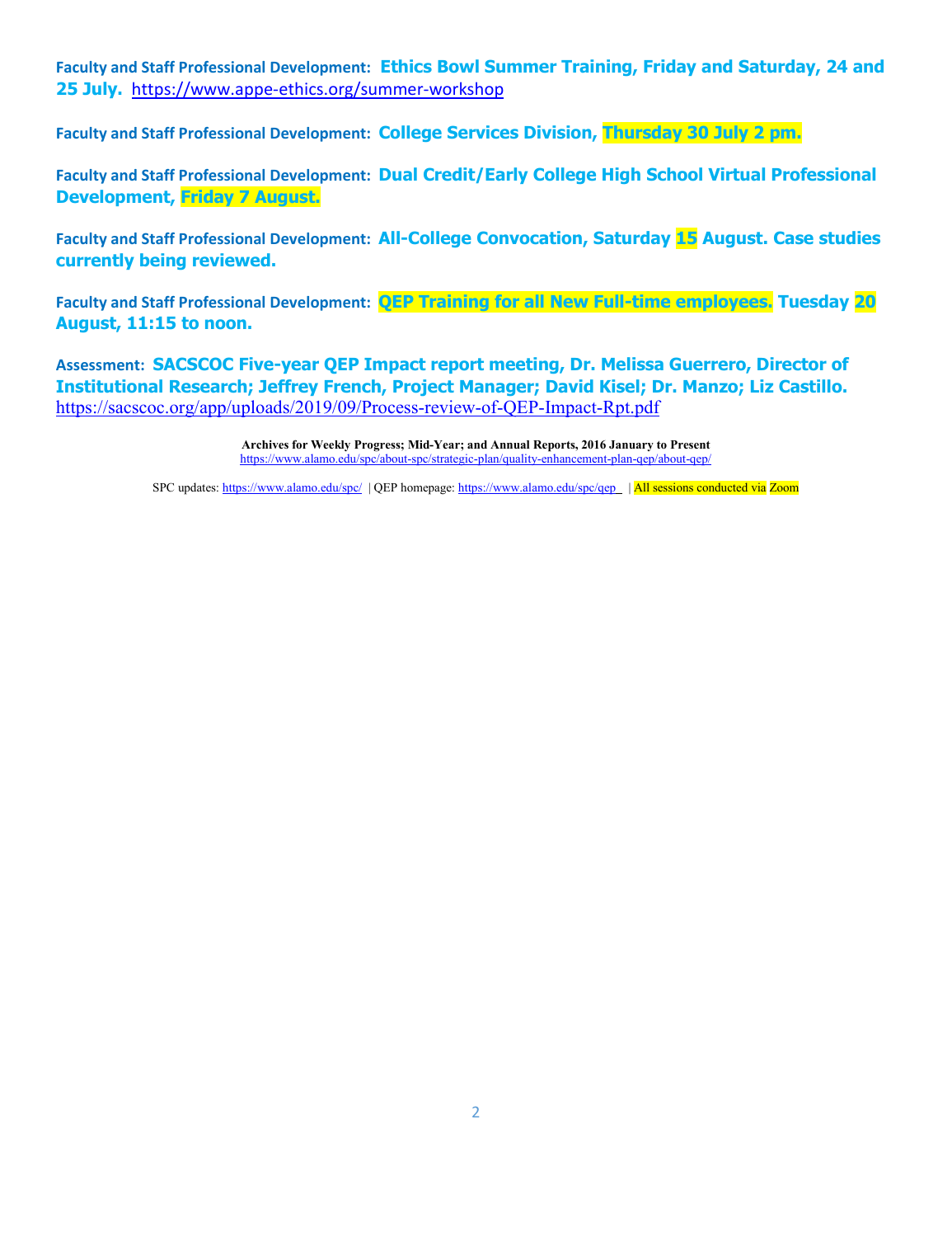**Faculty and Staff Professional Development:** **Ethics Bowl Summer Training, Friday and Saturday, 24 and 25 July.** https://www.appe-ethics.org/summer-workshop

**Faculty and Staff Professional Development:** **College Services Division, Thursday 30 July 2 pm.**

**Faculty and Staff Professional Development:** **Dual Credit/Early College High School Virtual Professional Development, Friday 7 August.**

**Faculty and Staff Professional Development:** **All-College Convocation, Saturday 15 August. Case studies currently being reviewed.**

**Faculty and Staff Professional Development:** **QEP Training for all New Full-time employees. Tuesday 20 August, 11:15 to noon.**

**Assessment:** **SACSCOC Five-year QEP Impact report meeting, Dr. Melissa Guerrero, Director of Institutional Research; Jeffrey French, Project Manager; David Kisel; Dr. Manzo; Liz Castillo.** https://sacscoc.org/app/uploads/2019/09/Process-review-of-QEP-Impact-Rpt.pdf

**Archives for Weekly Progress; Mid-Year; and Annual Reports, 2016 January to Present**
https://www.alamo.edu/spc/about-spc/strategic-plan/quality-enhancement-plan-qep/about-qep/

SPC updates: https://www.alamo.edu/spc/ | QEP homepage: https://www.alamo.edu/spc/qep | All sessions conducted via Zoom